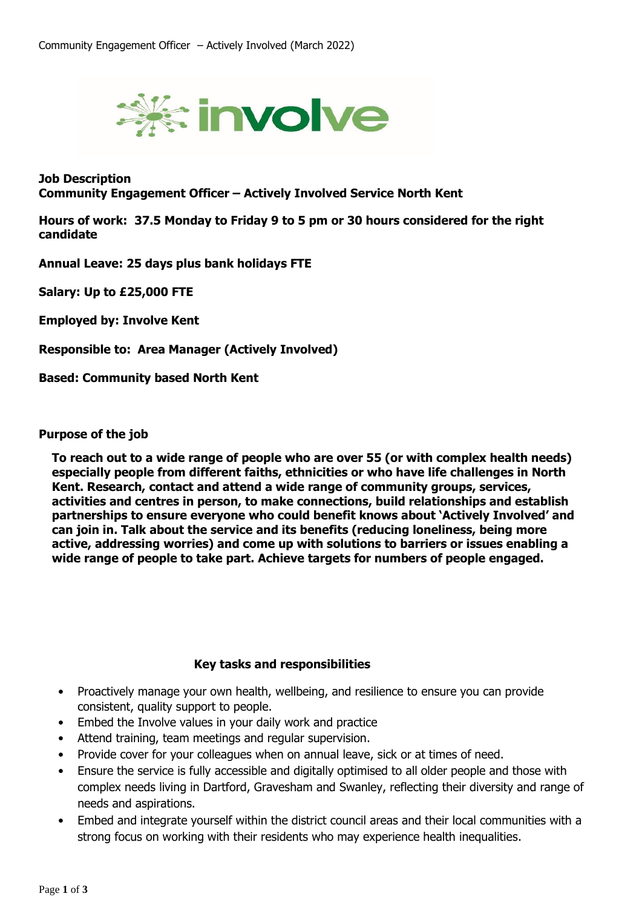**Job Description**
**Community Engagement Officer – Actively Involved Service North Kent**

**Hours of work: 37.5 Monday to Friday 9 to 5 pm or 30 hours considered for the right candidate**

**Annual Leave: 25 days plus bank holidays FTE**

**Salary: Up to £25,000 FTE**

**Employed by: Involve Kent**

**Responsible to: Area Manager (Actively Involved)**

**Based: Community based North Kent**

**Purpose of the job**

**To reach out to a wide range of people who are over 55 (or with complex health needs) especially people from different faiths, ethnicities or who have life challenges in North Kent. Research, contact and attend a wide range of community groups, services, activities and centres in person, to make connections, build relationships and establish partnerships to ensure everyone who could benefit knows about 'Actively Involved' and can join in. Talk about the service and its benefits (reducing loneliness, being more active, addressing worries) and come up with solutions to barriers or issues enabling a wide range of people to take part. Achieve targets for numbers of people engaged.**

**Key tasks and responsibilities**

- Proactively manage your own health, wellbeing, and resilience to ensure you can provide consistent, quality support to people.
- Embed the Involve values in your daily work and practice
- Attend training, team meetings and regular supervision.
- Provide cover for your colleagues when on annual leave, sick or at times of need.
- Ensure the service is fully accessible and digitally optimised to all older people and those with complex needs living in Dartford, Gravesham and Swanley, reflecting their diversity and range of needs and aspirations.
- Embed and integrate yourself within the district council areas and their local communities with a strong focus on working with their residents who may experience health inequalities.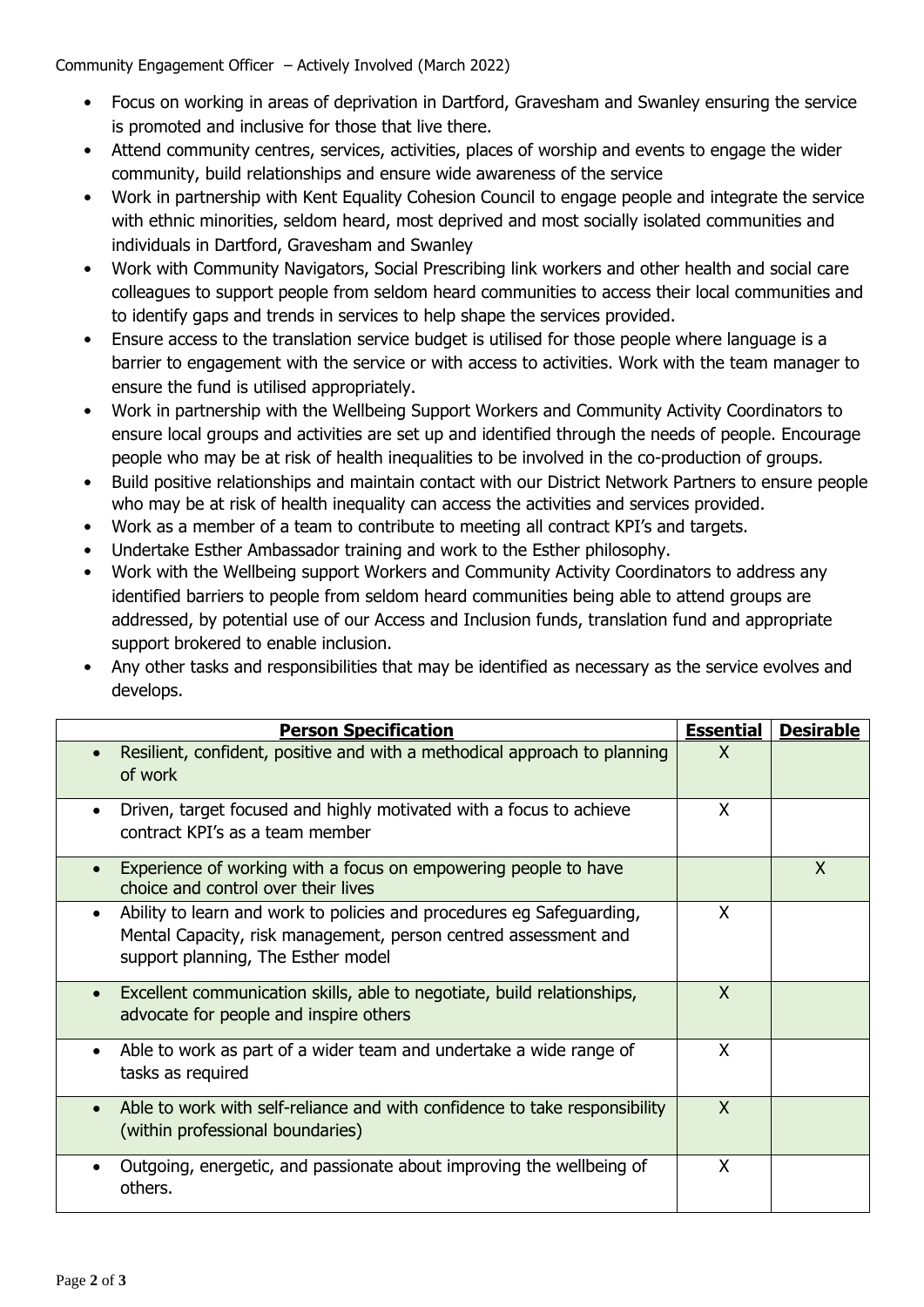- Focus on working in areas of deprivation in Dartford, Gravesham and Swanley ensuring the service is promoted and inclusive for those that live there.
- Attend community centres, services, activities, places of worship and events to engage the wider community, build relationships and ensure wide awareness of the service
- Work in partnership with Kent Equality Cohesion Council to engage people and integrate the service with ethnic minorities, seldom heard, most deprived and most socially isolated communities and individuals in Dartford, Gravesham and Swanley
- Work with Community Navigators, Social Prescribing link workers and other health and social care colleagues to support people from seldom heard communities to access their local communities and to identify gaps and trends in services to help shape the services provided.
- Ensure access to the translation service budget is utilised for those people where language is a barrier to engagement with the service or with access to activities. Work with the team manager to ensure the fund is utilised appropriately.
- Work in partnership with the Wellbeing Support Workers and Community Activity Coordinators to ensure local groups and activities are set up and identified through the needs of people. Encourage people who may be at risk of health inequalities to be involved in the co-production of groups.
- Build positive relationships and maintain contact with our District Network Partners to ensure people who may be at risk of health inequality can access the activities and services provided.
- Work as a member of a team to contribute to meeting all contract KPI's and targets.
- Undertake Esther Ambassador training and work to the Esther philosophy.
- Work with the Wellbeing support Workers and Community Activity Coordinators to address any identified barriers to people from seldom heard communities being able to attend groups are addressed, by potential use of our Access and Inclusion funds, translation fund and appropriate support brokered to enable inclusion.
- Any other tasks and responsibilities that may be identified as necessary as the service evolves and develops.

| **Person Specification** | **Essential** | **Desirable** |
|---|---|---|
| • Resilient, confident, positive and with a methodical approach to planning of work | X | |
| • Driven, target focused and highly motivated with a focus to achieve contract KPI's as a team member | X | |
| • Experience of working with a focus on empowering people to have choice and control over their lives | | X |
| • Ability to learn and work to policies and procedures eg Safeguarding, Mental Capacity, risk management, person centred assessment and support planning, The Esther model | X | |
| • Excellent communication skills, able to negotiate, build relationships, advocate for people and inspire others | X | |
| • Able to work as part of a wider team and undertake a wide range of tasks as required | X | |
| • Able to work with self-reliance and with confidence to take responsibility (within professional boundaries) | X | |
| • Outgoing, energetic, and passionate about improving the wellbeing of others. | X | |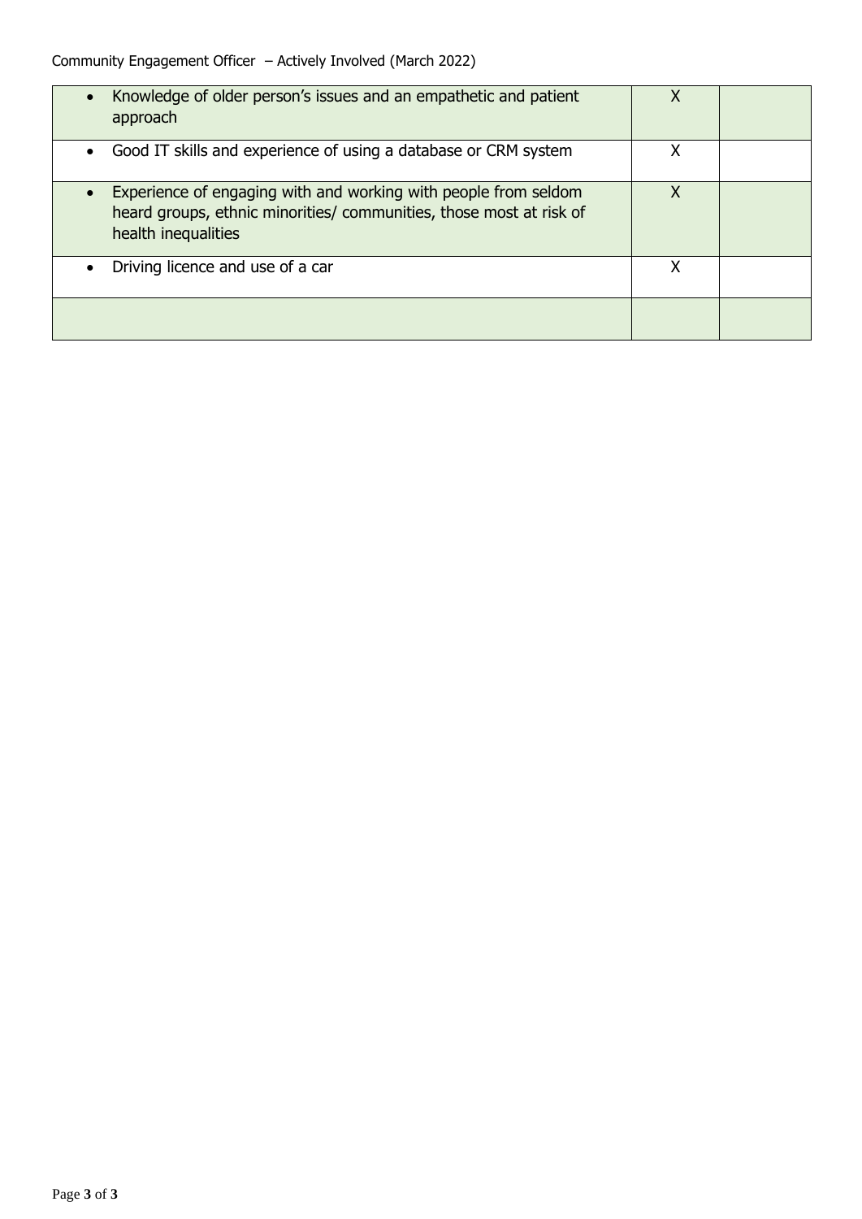| | | |
|---|---|---|
| • Knowledge of older person's issues and an empathetic and patient approach | X | |
| • Good IT skills and experience of using a database or CRM system | X | |
| • Experience of engaging with and working with people from seldom heard groups, ethnic minorities/ communities, those most at risk of health inequalities | X | |
| • Driving licence and use of a car | X | |
| | | |